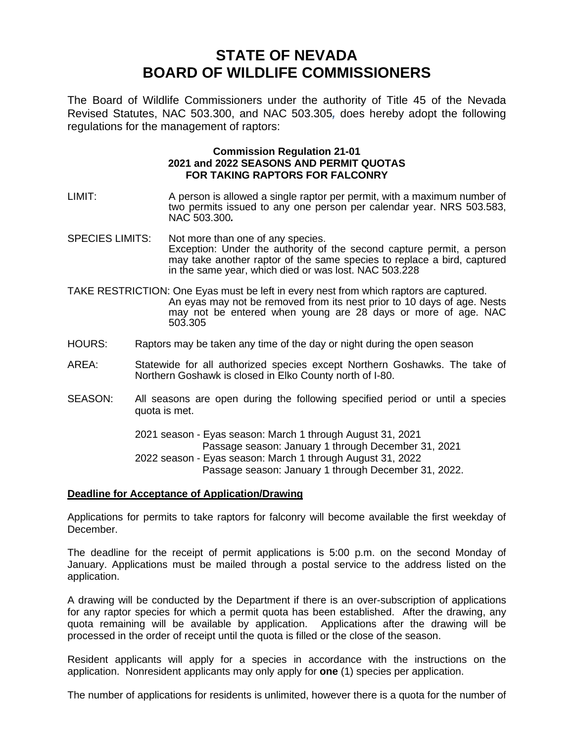# STATE OF NEVADA
# BOARD OF WILDLIFE COMMISSIONERS

The Board of Wildlife Commissioners under the authority of Title 45 of the Nevada Revised Statutes, NAC 503.300, and NAC 503.305, does hereby adopt the following regulations for the management of raptors:

### Commission Regulation 21-01
### 2021 and 2022 SEASONS AND PERMIT QUOTAS FOR TAKING RAPTORS FOR FALCONRY

LIMIT: A person is allowed a single raptor per permit, with a maximum number of two permits issued to any one person per calendar year. NRS 503.583, NAC 503.300.

SPECIES LIMITS: Not more than one of any species.
Exception: Under the authority of the second capture permit, a person may take another raptor of the same species to replace a bird, captured in the same year, which died or was lost. NAC 503.228

TAKE RESTRICTION: One Eyas must be left in every nest from which raptors are captured. An eyas may not be removed from its nest prior to 10 days of age. Nests may not be entered when young are 28 days or more of age. NAC 503.305

HOURS: Raptors may be taken any time of the day or night during the open season

AREA: Statewide for all authorized species except Northern Goshawks. The take of Northern Goshawk is closed in Elko County north of I-80.

SEASON: All seasons are open during the following specified period or until a species quota is met.

2021 season - Eyas season: March 1 through August 31, 2021
Passage season: January 1 through December 31, 2021
2022 season - Eyas season: March 1 through August 31, 2022
Passage season: January 1 through December 31, 2022.

**Deadline for Acceptance of Application/Drawing**

Applications for permits to take raptors for falconry will become available the first weekday of December.

The deadline for the receipt of permit applications is 5:00 p.m. on the second Monday of January. Applications must be mailed through a postal service to the address listed on the application.

A drawing will be conducted by the Department if there is an over-subscription of applications for any raptor species for which a permit quota has been established. After the drawing, any quota remaining will be available by application. Applications after the drawing will be processed in the order of receipt until the quota is filled or the close of the season.

Resident applicants will apply for a species in accordance with the instructions on the application. Nonresident applicants may only apply for **one** (1) species per application.

The number of applications for residents is unlimited, however there is a quota for the number of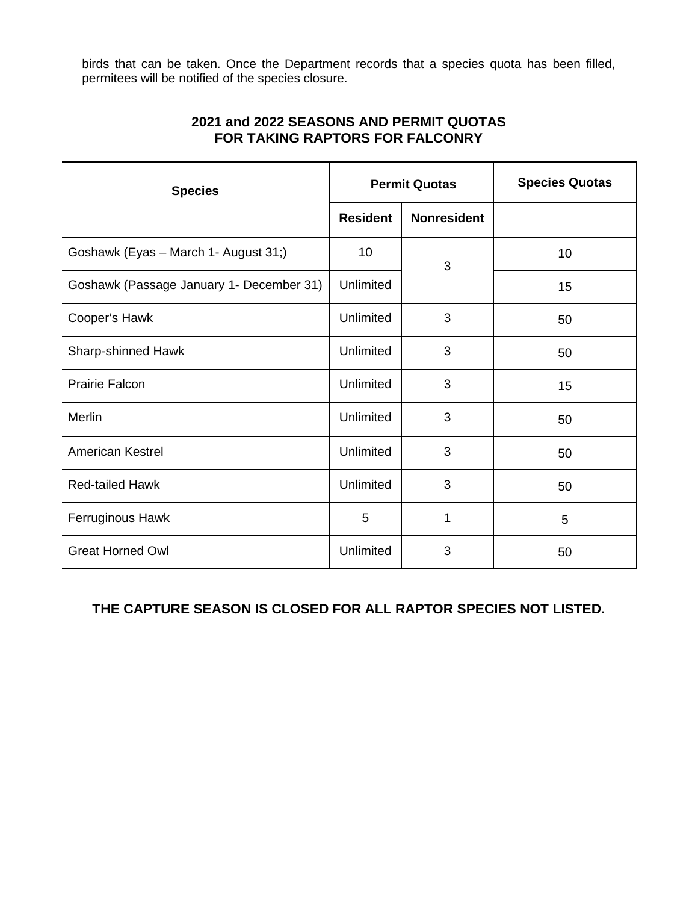birds that can be taken. Once the Department records that a species quota has been filled, permitees will be notified of the species closure.

## 2021 and 2022 SEASONS AND PERMIT QUOTAS FOR TAKING RAPTORS FOR FALCONRY

| Species | Permit Quotas | | Species Quotas |
|---|---|---|---|
| | Resident | Nonresident | |
| Goshawk (Eyas – March 1- August 31;) | 10 | 3 | 10 |
| Goshawk (Passage January 1- December 31) | Unlimited | | 15 |
| Cooper's Hawk | Unlimited | 3 | 50 |
| Sharp-shinned Hawk | Unlimited | 3 | 50 |
| Prairie Falcon | Unlimited | 3 | 15 |
| Merlin | Unlimited | 3 | 50 |
| American Kestrel | Unlimited | 3 | 50 |
| Red-tailed Hawk | Unlimited | 3 | 50 |
| Ferruginous Hawk | 5 | 1 | 5 |
| Great Horned Owl | Unlimited | 3 | 50 |

**THE CAPTURE SEASON IS CLOSED FOR ALL RAPTOR SPECIES NOT LISTED.**